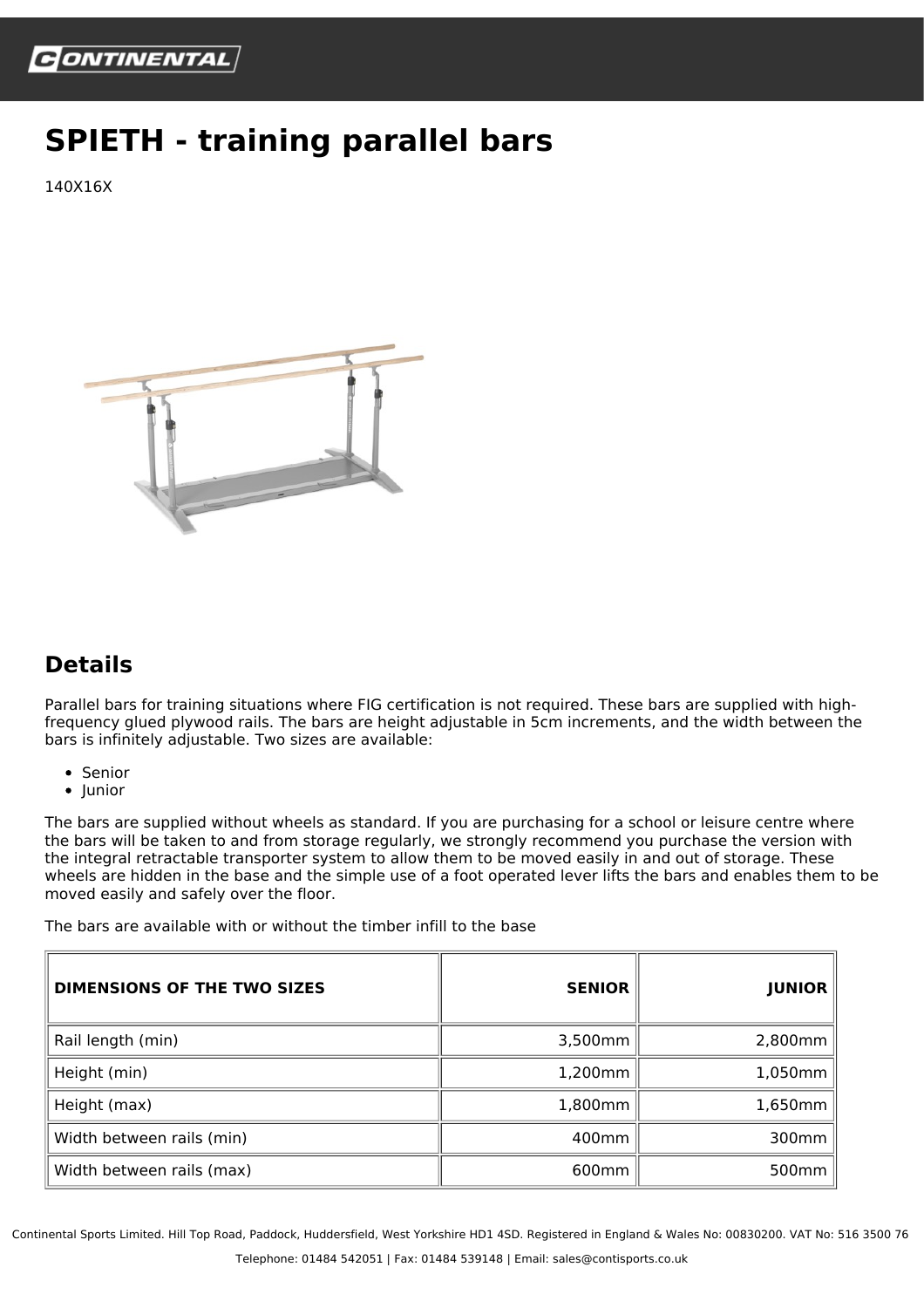# SPIETH - training parallel bars

140X16X

## Details

Parallel bars for training situations where FIG certification is not required. These bars are supplied with high-frequency glued plywood rails. The bars are height adjustable in 5cm increments, and the width between the bars is infinitely adjustable. Two sizes are available:

- Senior
- Junior

The bars are supplied without wheels as standard. If you are purchasing for a school or leisure centre where the bars will be taken to and from storage regularly, we strongly recommend you purchase the version with the integral retractable transporter system to allow them to be moved easily in and out of storage. These wheels are hidden in the base and the simple use of a foot operated lever lifts the bars and enables them to be moved easily and safely over the floor.

The bars are available with or without the timber infill to the base

| DIMENSIONS OF THE TWO SIZES | SENIOR | JUNIOR |
| --- | ---: | ---: |
| Rail length (min) | 3,500mm | 2,800mm |
| Height (min) | 1,200mm | 1,050mm |
| Height (max) | 1,800mm | 1,650mm |
| Width between rails (min) | 400mm | 300mm |
| Width between rails (max) | 600mm | 500mm |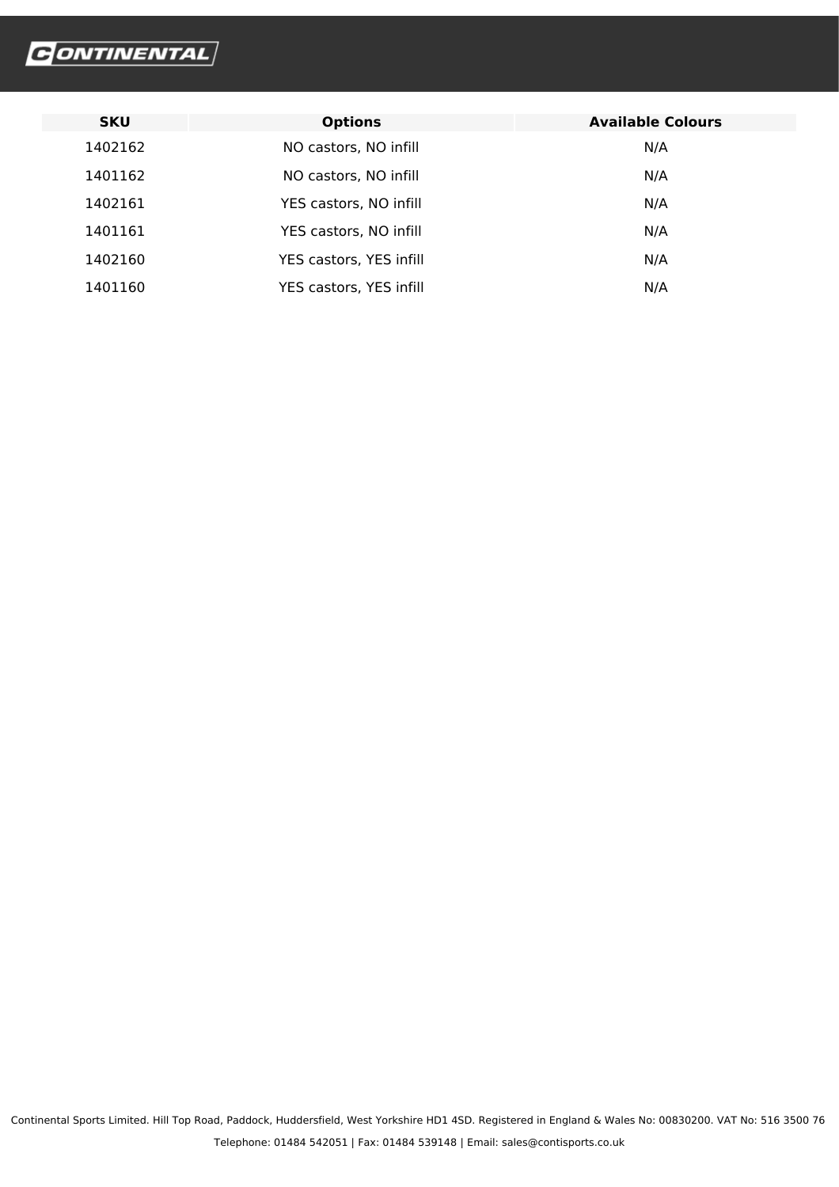| SKU | Options | Available Colours |
| --- | --- | --- |
| 1402162 | NO castors, NO infill | N/A |
| 1401162 | NO castors, NO infill | N/A |
| 1402161 | YES castors, NO infill | N/A |
| 1401161 | YES castors, NO infill | N/A |
| 1402160 | YES castors, YES infill | N/A |
| 1401160 | YES castors, YES infill | N/A |